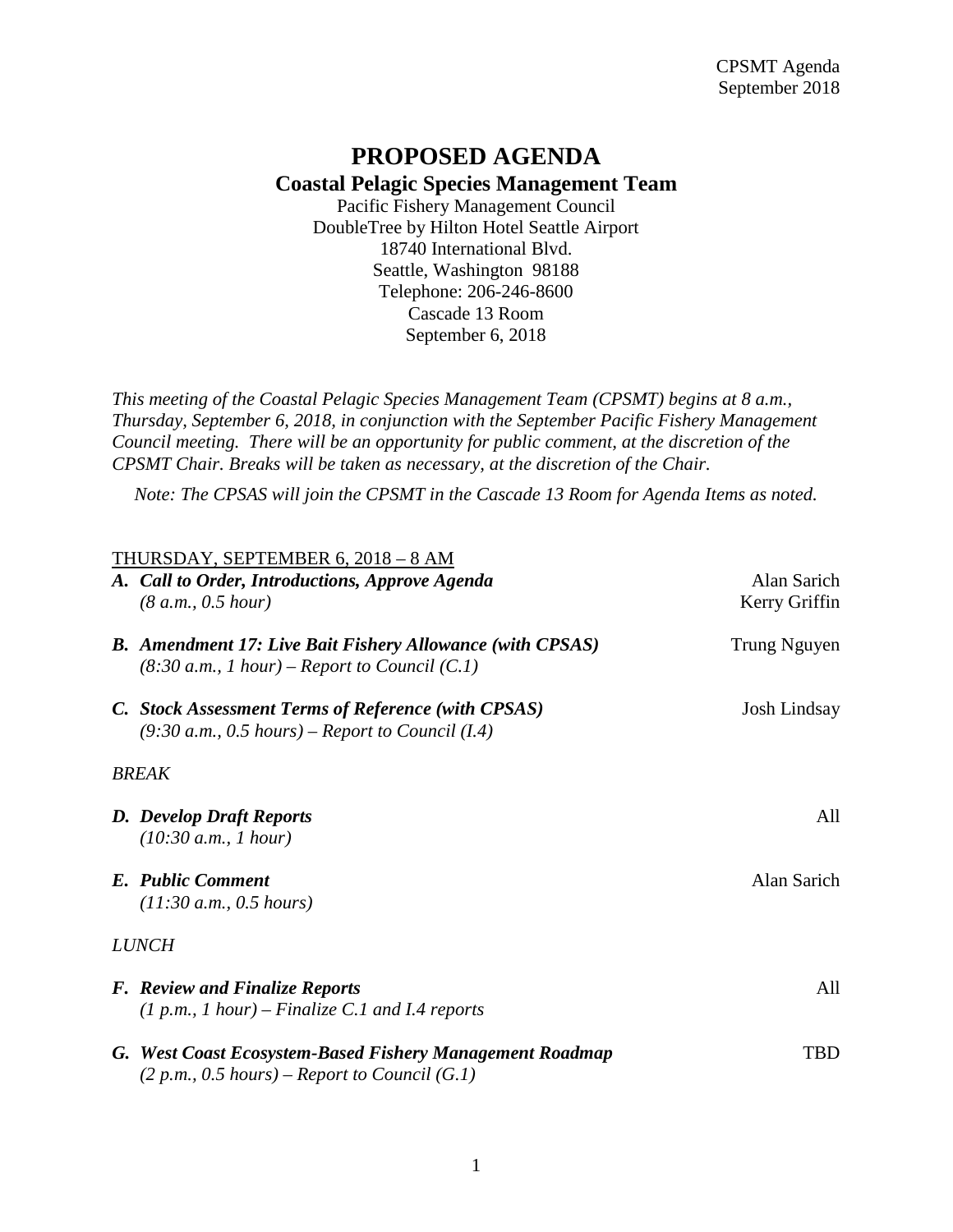# PROPOSED AGENDA

## Coastal Pelagic Species Management Team

Pacific Fishery Management Council
DoubleTree by Hilton Hotel Seattle Airport
18740 International Blvd.
Seattle, Washington 98188
Telephone: 206-246-8600
Cascade 13 Room
September 6, 2018

*This meeting of the Coastal Pelagic Species Management Team (CPSMT) begins at 8 a.m., Thursday, September 6, 2018, in conjunction with the September Pacific Fishery Management Council meeting. There will be an opportunity for public comment, at the discretion of the CPSMT Chair. Breaks will be taken as necessary, at the discretion of the Chair.*

*Note: The CPSAS will join the CPSMT in the Cascade 13 Room for Agenda Items as noted.*

THURSDAY, SEPTEMBER 6, 2018 – 8 AM

***A. Call to Order, Introductions, Approve Agenda*** — Alan Sarich, Kerry Griffin
*(8 a.m., 0.5 hour)*

***B. Amendment 17: Live Bait Fishery Allowance (with CPSAS)*** — Trung Nguyen
*(8:30 a.m., 1 hour) – Report to Council (C.1)*

***C. Stock Assessment Terms of Reference (with CPSAS)*** — Josh Lindsay
*(9:30 a.m., 0.5 hours) – Report to Council (I.4)*

*BREAK*

***D. Develop Draft Reports*** — All
*(10:30 a.m., 1 hour)*

***E. Public Comment*** — Alan Sarich
*(11:30 a.m., 0.5 hours)*

*LUNCH*

***F. Review and Finalize Reports*** — All
*(1 p.m., 1 hour) – Finalize C.1 and I.4 reports*

***G. West Coast Ecosystem-Based Fishery Management Roadmap*** — TBD
*(2 p.m., 0.5 hours) – Report to Council (G.1)*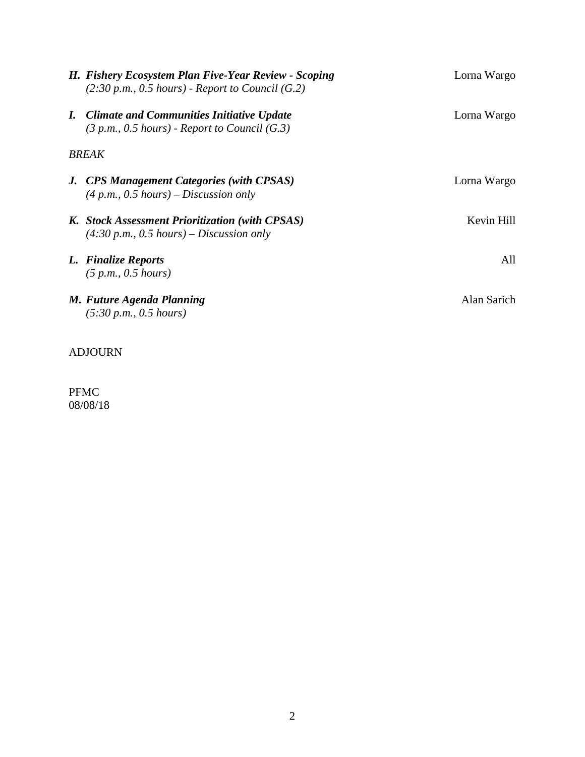***H. Fishery Ecosystem Plan Five-Year Review - Scoping*** — Lorna Wargo
*(2:30 p.m., 0.5 hours) - Report to Council (G.2)*

***I. Climate and Communities Initiative Update*** — Lorna Wargo
*(3 p.m., 0.5 hours) - Report to Council (G.3)*

*BREAK*

***J. CPS Management Categories (with CPSAS)*** — Lorna Wargo
*(4 p.m., 0.5 hours) – Discussion only*

***K. Stock Assessment Prioritization (with CPSAS)*** — Kevin Hill
*(4:30 p.m., 0.5 hours) – Discussion only*

***L. Finalize Reports*** — All
*(5 p.m., 0.5 hours)*

***M. Future Agenda Planning*** — Alan Sarich
*(5:30 p.m., 0.5 hours)*

ADJOURN

PFMC
08/08/18